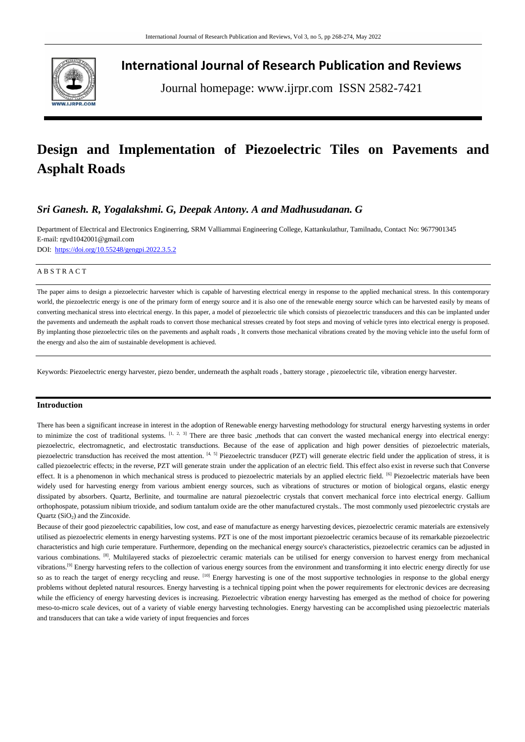# International Journal of Research Publication and Reviews

Journal homepage: www.ijrpr.com ISSN 2582-7421

# Design and Implementation of Piezoelectric Tiles on Pavements and Asphalt Roads

## *Sri Ganesh. R, Yogalakshmi. G, Deepak Antony. A and Madhusudanan. G*

Department of Electrical and Electronics Engineerring, SRM Valliammai Engineering College, Kattankulathur, Tamilnadu, Contact No: 9677901345
E-mail: rgvd1042001@gmail.com
DOI: https://doi.org/10.55248/gengpi.2022.3.5.2

A B S T R A C T

The paper aims to design a piezoelectric harvester which is capable of harvesting electrical energy in response to the applied mechanical stress. In this contemporary world, the piezoelectric energy is one of the primary form of energy source and it is also one of the renewable energy source which can be harvested easily by means of converting mechanical stress into electrical energy. In this paper, a model of piezoelectric tile which consists of piezoelectric transducers and this can be implanted under the pavements and underneath the asphalt roads to convert those mechanical stresses created by foot steps and moving of vehicle tyres into electrical energy is proposed. By implanting those piezoelectric tiles on the pavements and asphalt roads , It converts those mechanical vibrations created by the moving vehicle into the useful form of the energy and also the aim of sustainable development is achieved.

Keywords: Piezoelectric energy harvester, piezo bender, underneath the asphalt roads , battery storage , piezoelectric tile, vibration energy harvester.

## Introduction

There has been a significant increase in interest in the adoption of Renewable energy harvesting methodology for structural energy harvesting systems in order to minimize the cost of traditional systems. [1, 2, 3] There are three basic ,methods that can convert the wasted mechanical energy into electrical energy: piezoelectric, electromagnetic, and electrostatic transductions. Because of the ease of application and high power densities of piezoelectric materials, piezoelectric transduction has received the most attention. [4, 5] Piezoelectric transducer (PZT) will generate electric field under the application of stress, it is called piezoelectric effects; in the reverse, PZT will generate strain under the application of an electric field. This effect also exist in reverse such that Converse effect. It is a phenomenon in which mechanical stress is produced to piezoelectric materials by an applied electric field. [6] Piezoelectric materials have been widely used for harvesting energy from various ambient energy sources, such as vibrations of structures or motion of biological organs, elastic energy dissipated by absorbers. Quartz, Berlinite, and tourmaline are natural piezoelectric crystals that convert mechanical force into electrical energy. Gallium orthophospate, potassium nibium trioxide, and sodium tantalum oxide are the other manufactured crystals.. The most commonly used piezoelectric crystals are Quartz ($SiO_2$) and the Zincoxide.

Because of their good piezoelectric capabilities, low cost, and ease of manufacture as energy harvesting devices, piezoelectric ceramic materials are extensively utilised as piezoelectric elements in energy harvesting systems. PZT is one of the most important piezoelectric ceramics because of its remarkable piezoelectric characteristics and high curie temperature. Furthermore, depending on the mechanical energy source's characteristics, piezoelectric ceramics can be adjusted in various combinations. [8]. Multilayered stacks of piezoelectric ceramic materials can be utilised for energy conversion to harvest energy from mechanical vibrations.[9] Energy harvesting refers to the collection of various energy sources from the environment and transforming it into electric energy directly for use so as to reach the target of energy recycling and reuse. [10] Energy harvesting is one of the most supportive technologies in response to the global energy problems without depleted natural resources. Energy harvesting is a technical tipping point when the power requirements for electronic devices are decreasing while the efficiency of energy harvesting devices is increasing. Piezoelectric vibration energy harvesting has emerged as the method of choice for powering meso-to-micro scale devices, out of a variety of viable energy harvesting technologies. Energy harvesting can be accomplished using piezoelectric materials and transducers that can take a wide variety of input frequencies and forces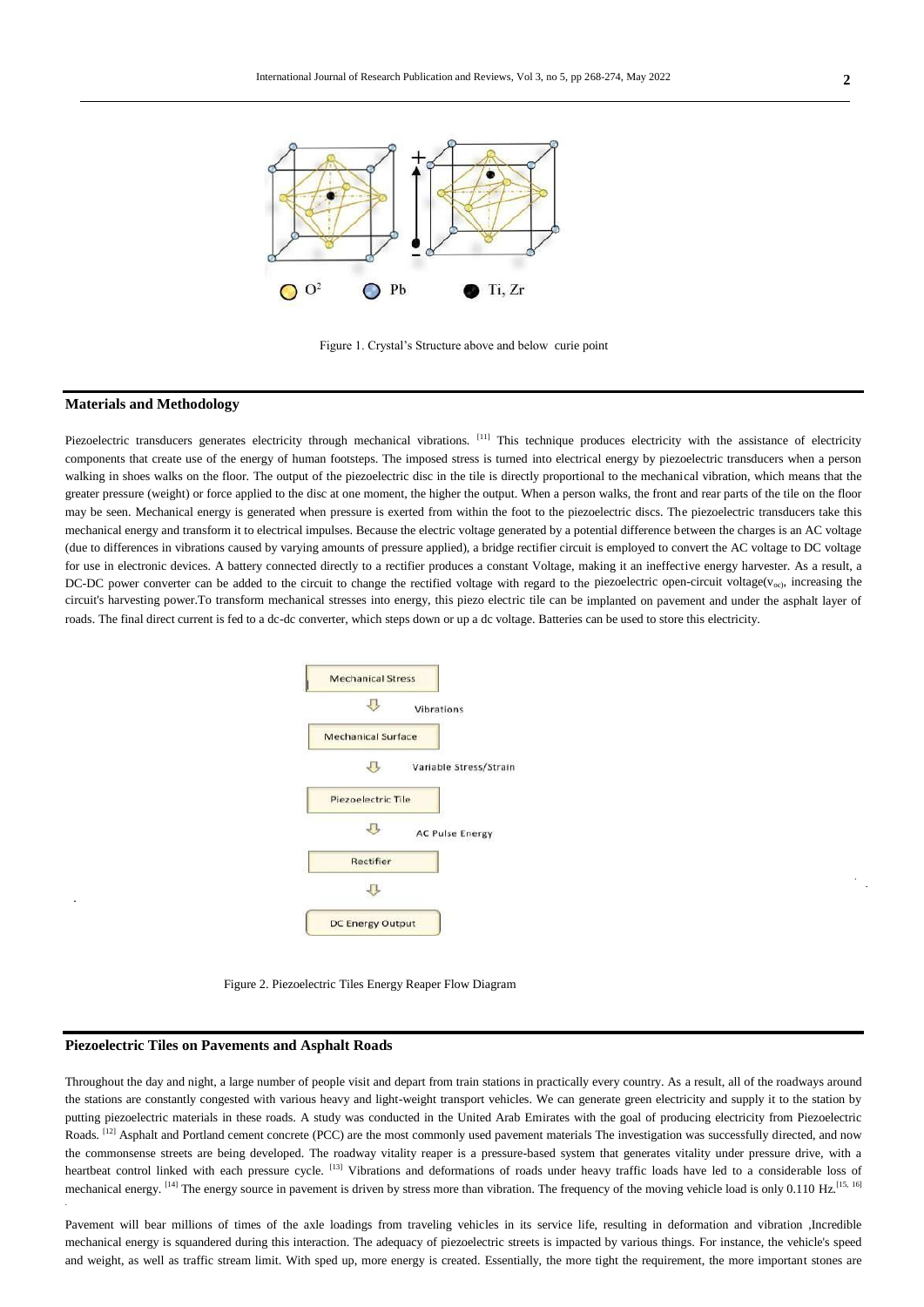Figure 1. Crystal's Structure above and below curie point

## Materials and Methodology

Piezoelectric transducers generates electricity through mechanical vibrations. [11] This technique produces electricity with the assistance of electricity components that create use of the energy of human footsteps. The imposed stress is turned into electrical energy by piezoelectric transducers when a person walking in shoes walks on the floor. The output of the piezoelectric disc in the tile is directly proportional to the mechanical vibration, which means that the greater pressure (weight) or force applied to the disc at one moment, the higher the output. When a person walks, the front and rear parts of the tile on the floor may be seen. Mechanical energy is generated when pressure is exerted from within the foot to the piezoelectric discs. The piezoelectric transducers take this mechanical energy and transform it to electrical impulses. Because the electric voltage generated by a potential difference between the charges is an AC voltage (due to differences in vibrations caused by varying amounts of pressure applied), a bridge rectifier circuit is employed to convert the AC voltage to DC voltage for use in electronic devices. A battery connected directly to a rectifier produces a constant Voltage, making it an ineffective energy harvester. As a result, a DC-DC power converter can be added to the circuit to change the rectified voltage with regard to the piezoelectric open-circuit voltage($v_{oc}$), increasing the circuit's harvesting power.To transform mechanical stresses into energy, this piezo electric tile can be implanted on pavement and under the asphalt layer of roads. The final direct current is fed to a dc-dc converter, which steps down or up a dc voltage. Batteries can be used to store this electricity.

Mechanical Stress → (Vibrations) → Mechanical Surface → (Variable Stress/Strain) → Piezoelectric Tile → (AC Pulse Energy) → Rectifier → DC Energy Output

Figure 2. Piezoelectric Tiles Energy Reaper Flow Diagram

## Piezoelectric Tiles on Pavements and Asphalt Roads

Throughout the day and night, a large number of people visit and depart from train stations in practically every country. As a result, all of the roadways around the stations are constantly congested with various heavy and light-weight transport vehicles. We can generate green electricity and supply it to the station by putting piezoelectric materials in these roads. A study was conducted in the United Arab Emirates with the goal of producing electricity from Piezoelectric Roads. [12] Asphalt and Portland cement concrete (PCC) are the most commonly used pavement materials The investigation was successfully directed, and now the commonsense streets are being developed. The roadway vitality reaper is a pressure-based system that generates vitality under pressure drive, with a heartbeat control linked with each pressure cycle. [13] Vibrations and deformations of roads under heavy traffic loads have led to a considerable loss of mechanical energy. [14] The energy source in pavement is driven by stress more than vibration. The frequency of the moving vehicle load is only 0.110 Hz.[15, 16]

Pavement will bear millions of times of the axle loadings from traveling vehicles in its service life, resulting in deformation and vibration ,Incredible mechanical energy is squandered during this interaction. The adequacy of piezoelectric streets is impacted by various things. For instance, the vehicle's speed and weight, as well as traffic stream limit. With sped up, more energy is created. Essentially, the more tight the requirement, the more important stones are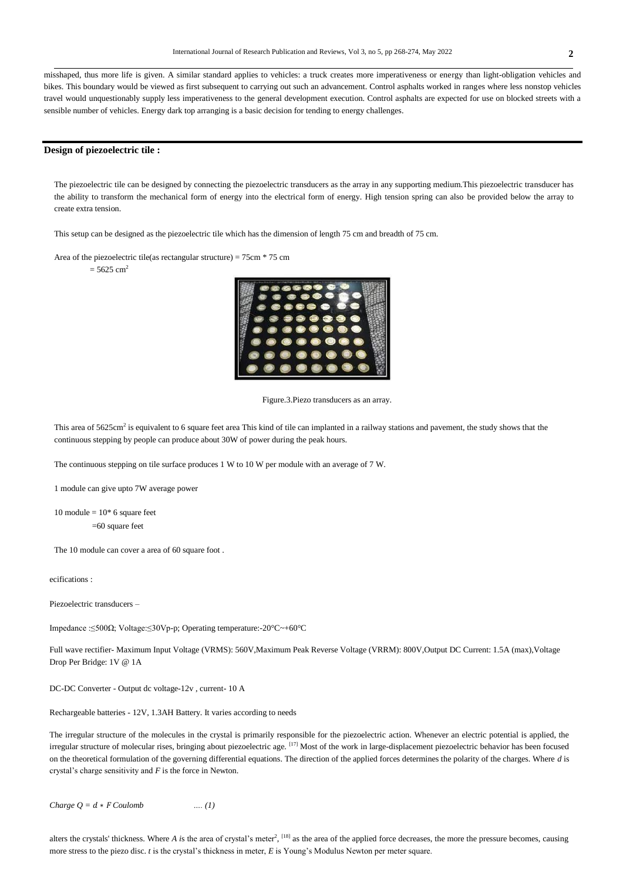misshaped, thus more life is given. A similar standard applies to vehicles: a truck creates more imperativeness or energy than light-obligation vehicles and bikes. This boundary would be viewed as first subsequent to carrying out such an advancement. Control asphalts worked in ranges where less nonstop vehicles travel would unquestionably supply less imperativeness to the general development execution. Control asphalts are expected for use on blocked streets with a sensible number of vehicles. Energy dark top arranging is a basic decision for tending to energy challenges.

## Design of piezoelectric tile :

The piezoelectric tile can be designed by connecting the piezoelectric transducers as the array in any supporting medium.This piezoelectric transducer has the ability to transform the mechanical form of energy into the electrical form of energy. High tension spring can also be provided below the array to create extra tension.

This setup can be designed as the piezoelectric tile which has the dimension of length 75 cm and breadth of 75 cm.

Area of the piezoelectric tile(as rectangular structure) = 75cm * 75 cm

= 5625 $cm^2$

Figure.3.Piezo transducers as an array.

This area of 5625$cm^2$ is equivalent to 6 square feet area This kind of tile can implanted in a railway stations and pavement, the study shows that the continuous stepping by people can produce about 30W of power during the peak hours.

The continuous stepping on tile surface produces 1 W to 10 W per module with an average of 7 W.

1 module can give upto 7W average power

10 module = 10* 6 square feet

=60 square feet

The 10 module can cover a area of 60 square foot .

ecifications :

Piezoelectric transducers –

Impedance :≤500Ω; Voltage:≤30Vp-p; Operating temperature:-20°C~+60°C

Full wave rectifier- Maximum Input Voltage (VRMS): 560V,Maximum Peak Reverse Voltage (VRRM): 800V,Output DC Current: 1.5A (max),Voltage Drop Per Bridge: 1V @ 1A

DC-DC Converter - Output dc voltage-12v , current- 10 A

Rechargeable batteries - 12V, 1.3AH Battery. It varies according to needs

The irregular structure of the molecules in the crystal is primarily responsible for the piezoelectric action. Whenever an electric potential is applied, the irregular structure of molecular rises, bringing about piezoelectric age. [17] Most of the work in large-displacement piezoelectric behavior has been focused on the theoretical formulation of the governing differential equations. The direction of the applied forces determines the polarity of the charges. Where $d$ is crystal's charge sensitivity and $F$ is the force in Newton.

$$\text{Charge } Q = d * F \text{ Coulomb} \qquad \text{.... (1)}$$

alters the crystals' thickness. Where $A$ is the area of crystal's meter$^2$, [18] as the area of the applied force decreases, the more the pressure becomes, causing more stress to the piezo disc. $t$ is the crystal's thickness in meter, $E$ is Young's Modulus Newton per meter square.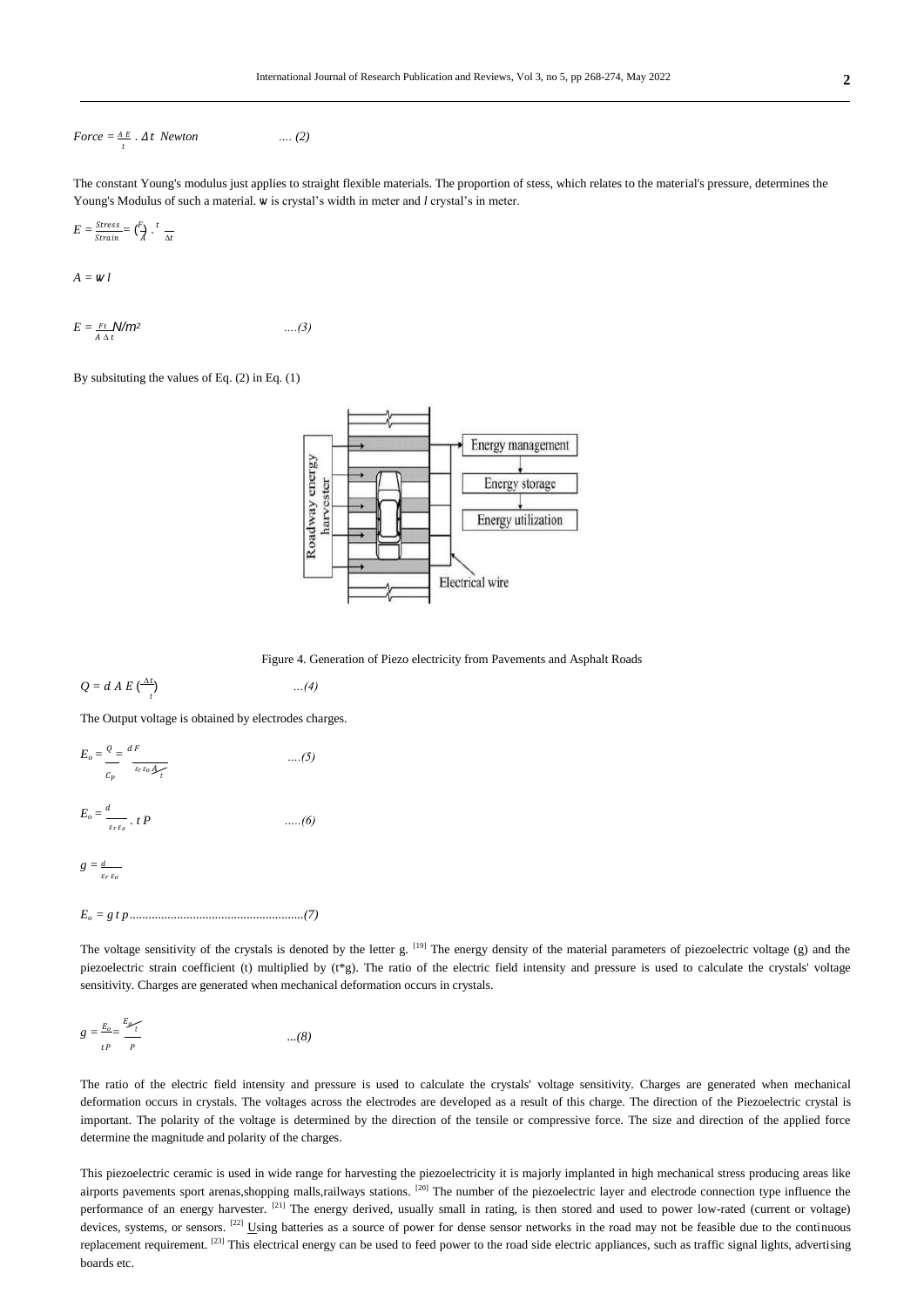$$Force = \frac{A\,E}{t} \cdot \Delta t \;\; Newton \qquad .... (2)$$

The constant Young's modulus just applies to straight flexible materials. The proportion of stess, which relates to the material's pressure, determines the Young's Modulus of such a material. w is crystal's width in meter and *l* crystal's in meter.

$$E = \frac{Stress}{Strain} = \left(\frac{F}{A}\right) \cdot \frac{t}{\Delta t}$$

$$A = w\,l$$

$$E = \frac{F\,t}{A\,\Delta t} \; N/m^2 \qquad ....(3)$$

By subsituting the values of Eq. (2) in Eq. (1)

Figure 4. Generation of Piezo electricity from Pavements and Asphalt Roads

$$Q = d\,A\,E\left(\frac{\Delta t}{t}\right) \qquad ...(4)$$

The Output voltage is obtained by electrodes charges.

$$E_o = \frac{Q}{C_p} = \frac{d\,F}{\frac{\varepsilon_r\,\varepsilon_o\,A}{t}} \qquad ....(5)$$

$$E_o = \frac{d}{\varepsilon_r\,\varepsilon_o} \cdot t\,P \qquad .....(6)$$

$$g = \frac{d}{\varepsilon_r\,\varepsilon_o}$$

$$E_o = g\,t\,p \qquad ......................................................(7)$$

The voltage sensitivity of the crystals is denoted by the letter g. [19] The energy density of the material parameters of piezoelectric voltage (g) and the piezoelectric strain coefficient (t) multiplied by (t*g). The ratio of the electric field intensity and pressure is used to calculate the crystals' voltage sensitivity. Charges are generated when mechanical deformation occurs in crystals.

$$g = \frac{E_o}{t\,P} = \frac{\frac{E_o}{t}}{P} \qquad ...(8)$$

The ratio of the electric field intensity and pressure is used to calculate the crystals' voltage sensitivity. Charges are generated when mechanical deformation occurs in crystals. The voltages across the electrodes are developed as a result of this charge. The direction of the Piezoelectric crystal is important. The polarity of the voltage is determined by the direction of the tensile or compressive force. The size and direction of the applied force determine the magnitude and polarity of the charges.

This piezoelectric ceramic is used in wide range for harvesting the piezoelectricity it is majorly implanted in high mechanical stress producing areas like airports pavements sport arenas,shopping malls,railways stations. [20] The number of the piezoelectric layer and electrode connection type influence the performance of an energy harvester. [21] The energy derived, usually small in rating, is then stored and used to power low-rated (current or voltage) devices, systems, or sensors. [22] Using batteries as a source of power for dense sensor networks in the road may not be feasible due to the continuous replacement requirement. [23] This electrical energy can be used to feed power to the road side electric appliances, such as traffic signal lights, advertising boards etc.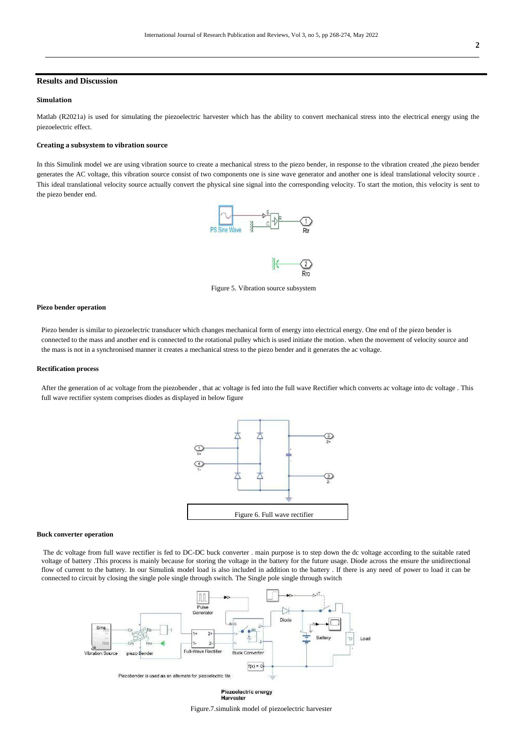## Results and Discussion

### Simulation

Matlab (R2021a) is used for simulating the piezoelectric harvester which has the ability to convert mechanical stress into the electrical energy using the piezoelectric effect.

### Creating a subsystem to vibration source

In this Simulink model we are using vibration source to create a mechanical stress to the piezo bender, in response to the vibration created ,the piezo bender generates the AC voltage, this vibration source consist of two components one is sine wave generator and another one is ideal translational velocity source . This ideal translational velocity source actually convert the physical sine signal into the corresponding velocity. To start the motion, this velocity is sent to the piezo bender end.

Figure 5. Vibration source subsystem

### Piezo bender operation

Piezo bender is similar to piezoelectric transducer which changes mechanical form of energy into electrical energy. One end of the piezo bender is connected to the mass and another end is connected to the rotational pulley which is used initiate the motion. when the movement of velocity source and the mass is not in a synchronised manner it creates a mechanical stress to the piezo bender and it generates the ac voltage.

### Rectification process

After the generation of ac voltage from the piezobender , that ac voltage is fed into the full wave Rectifier which converts ac voltage into dc voltage . This full wave rectifier system comprises diodes as displayed in below figure

Figure 6. Full wave rectifier

### Buck converter operation

The dc voltage from full wave rectifier is fed to DC-DC buck converter . main purpose is to step down the dc voltage according to the suitable rated voltage of battery .This process is mainly because for storing the voltage in the battery for the future usage. Diode across the ensure the unidirectional flow of current to the battery. In our Simulink model load is also included in addition to the battery . If there is any need of power to load it can be connected to circuit by closing the single pole single through switch. The Single pole single through switch

Figure.7.simulink model of piezoelectric harvester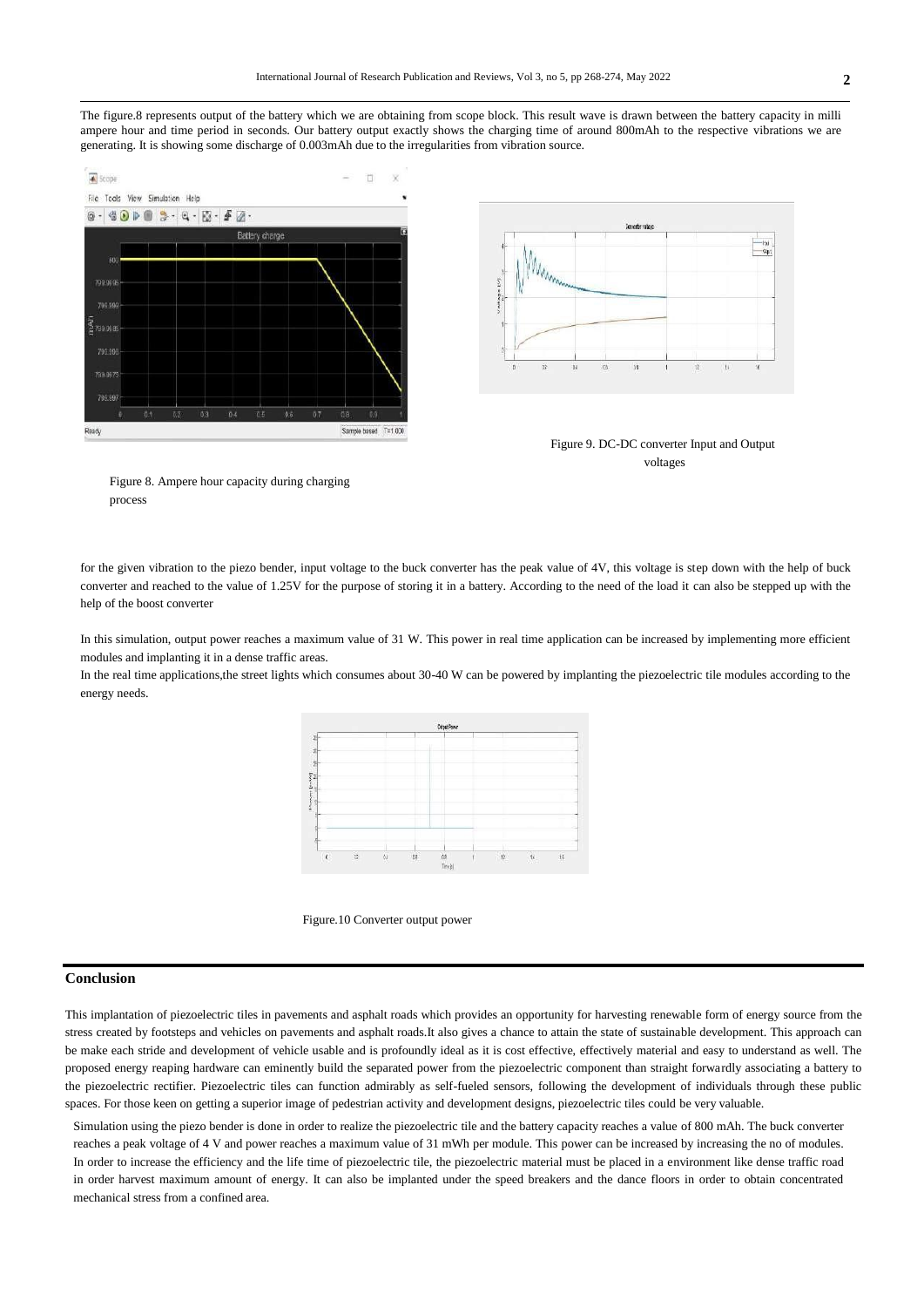The figure.8 represents output of the battery which we are obtaining from scope block. This result wave is drawn between the battery capacity in milli ampere hour and time period in seconds. Our battery output exactly shows the charging time of around 800mAh to the respective vibrations we are generating. It is showing some discharge of 0.003mAh due to the irregularities from vibration source.

Figure 8. Ampere hour capacity during charging process

Figure 9. DC-DC converter Input and Output voltages

for the given vibration to the piezo bender, input voltage to the buck converter has the peak value of 4V, this voltage is step down with the help of buck converter and reached to the value of 1.25V for the purpose of storing it in a battery. According to the need of the load it can also be stepped up with the help of the boost converter

In this simulation, output power reaches a maximum value of 31 W. This power in real time application can be increased by implementing more efficient modules and implanting it in a dense traffic areas.

In the real time applications,the street lights which consumes about 30-40 W can be powered by implanting the piezoelectric tile modules according to the energy needs.

Figure.10 Converter output power

## Conclusion

This implantation of piezoelectric tiles in pavements and asphalt roads which provides an opportunity for harvesting renewable form of energy source from the stress created by footsteps and vehicles on pavements and asphalt roads.It also gives a chance to attain the state of sustainable development. This approach can be make each stride and development of vehicle usable and is profoundly ideal as it is cost effective, effectively material and easy to understand as well. The proposed energy reaping hardware can eminently build the separated power from the piezoelectric component than straight forwardly associating a battery to the piezoelectric rectifier. Piezoelectric tiles can function admirably as self-fueled sensors, following the development of individuals through these public spaces. For those keen on getting a superior image of pedestrian activity and development designs, piezoelectric tiles could be very valuable.

Simulation using the piezo bender is done in order to realize the piezoelectric tile and the battery capacity reaches a value of 800 mAh. The buck converter reaches a peak voltage of 4 V and power reaches a maximum value of 31 mWh per module. This power can be increased by increasing the no of modules. In order to increase the efficiency and the life time of piezoelectric tile, the piezoelectric material must be placed in a environment like dense traffic road in order harvest maximum amount of energy. It can also be implanted under the speed breakers and the dance floors in order to obtain concentrated mechanical stress from a confined area.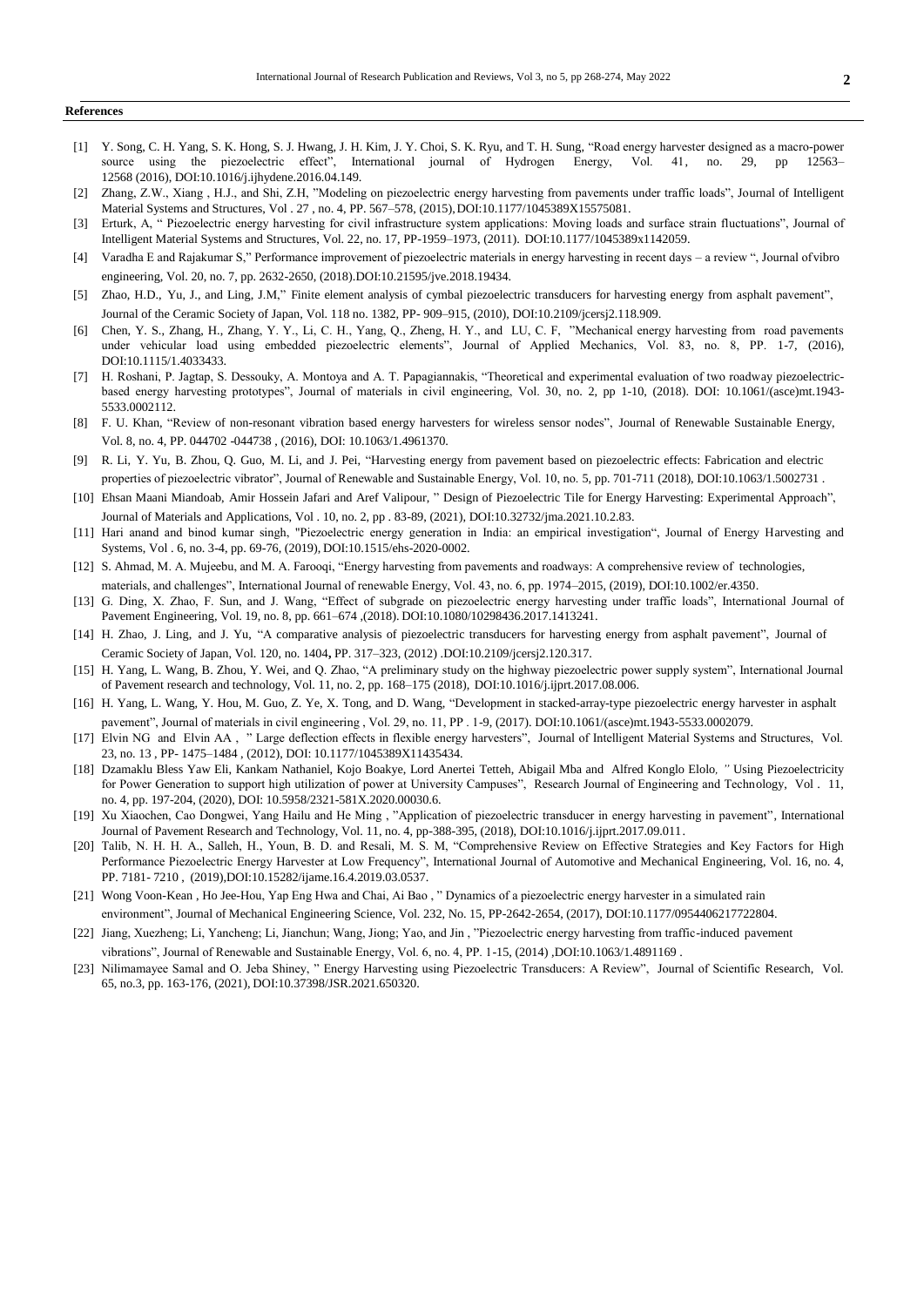**References**

[1] Y. Song, C. H. Yang, S. K. Hong, S. J. Hwang, J. H. Kim, J. Y. Choi, S. K. Ryu, and T. H. Sung, “Road energy harvester designed as a macro-power source using the piezoelectric effect”, International journal of Hydrogen Energy, Vol. 41, no. 29, pp 12563–12568 (2016), DOI:10.1016/j.ijhydene.2016.04.149.

[2] Zhang, Z.W., Xiang , H.J., and Shi, Z.H, ”Modeling on piezoelectric energy harvesting from pavements under traffic loads”, Journal of Intelligent Material Systems and Structures, Vol . 27 , no. 4, PP. 567–578, (2015), DOI:10.1177/1045389X15575081.

[3] Erturk, A, “ Piezoelectric energy harvesting for civil infrastructure system applications: Moving loads and surface strain fluctuations”, Journal of Intelligent Material Systems and Structures, Vol. 22, no. 17, PP-1959–1973, (2011). DOI:10.1177/1045389x1142059.

[4] Varadha E and Rajakumar S,” Performance improvement of piezoelectric materials in energy harvesting in recent days – a review “, Journal of vibro engineering, Vol. 20, no. 7, pp. 2632-2650, (2018).DOI:10.21595/jve.2018.19434.

[5] Zhao, H.D., Yu, J., and Ling, J.M,” Finite element analysis of cymbal piezoelectric transducers for harvesting energy from asphalt pavement”, Journal of the Ceramic Society of Japan, Vol. 118 no. 1382, PP- 909–915, (2010), DOI:10.2109/jcersj2.118.909.

[6] Chen, Y. S., Zhang, H., Zhang, Y. Y., Li, C. H., Yang, Q., Zheng, H. Y., and LU, C. F, ”Mechanical energy harvesting from road pavements under vehicular load using embedded piezoelectric elements”, Journal of Applied Mechanics, Vol. 83, no. 8, PP. 1-7, (2016), DOI:10.1115/1.4033433.

[7] H. Roshani, P. Jagtap, S. Dessouky, A. Montoya and A. T. Papagiannakis, “Theoretical and experimental evaluation of two roadway piezoelectric-based energy harvesting prototypes”, Journal of materials in civil engineering, Vol. 30, no. 2, pp 1-10, (2018). DOI: 10.1061/(asce)mt.1943-5533.0002112.

[8] F. U. Khan, “Review of non-resonant vibration based energy harvesters for wireless sensor nodes”, Journal of Renewable Sustainable Energy, Vol. 8, no. 4, PP. 044702 -044738 , (2016), DOI: 10.1063/1.4961370.

[9] R. Li, Y. Yu, B. Zhou, Q. Guo, M. Li, and J. Pei, “Harvesting energy from pavement based on piezoelectric effects: Fabrication and electric properties of piezoelectric vibrator”, Journal of Renewable and Sustainable Energy, Vol. 10, no. 5, pp. 701-711 (2018), DOI:10.1063/1.5002731 .

[10] Ehsan Maani Miandoab, Amir Hossein Jafari and Aref Valipour, ” Design of Piezoelectric Tile for Energy Harvesting: Experimental Approach”, Journal of Materials and Applications, Vol . 10, no. 2, pp . 83-89, (2021), DOI:10.32732/jma.2021.10.2.83.

[11] Hari anand and binod kumar singh, "Piezoelectric energy generation in India: an empirical investigation“, Journal of Energy Harvesting and Systems, Vol . 6, no. 3-4, pp. 69-76, (2019), DOI:10.1515/ehs-2020-0002.

[12] S. Ahmad, M. A. Mujeebu, and M. A. Farooqi, “Energy harvesting from pavements and roadways: A comprehensive review of technologies, materials, and challenges”, International Journal of renewable Energy, Vol. 43, no. 6, pp. 1974–2015, (2019), DOI:10.1002/er.4350.

[13] G. Ding, X. Zhao, F. Sun, and J. Wang, “Effect of subgrade on piezoelectric energy harvesting under traffic loads”, International Journal of Pavement Engineering, Vol. 19, no. 8, pp. 661–674 ,(2018). DOI:10.1080/10298436.2017.1413241.

[14] H. Zhao, J. Ling, and J. Yu, “A comparative analysis of piezoelectric transducers for harvesting energy from asphalt pavement”, Journal of Ceramic Society of Japan, Vol. 120, no. 1404**,** PP. 317–323, (2012) .DOI:10.2109/jcersj2.120.317.

[15] H. Yang, L. Wang, B. Zhou, Y. Wei, and Q. Zhao, “A preliminary study on the highway piezoelectric power supply system”, International Journal of Pavement research and technology, Vol. 11, no. 2, pp. 168–175 (2018), DOI:10.1016/j.ijprt.2017.08.006.

[16] H. Yang, L. Wang, Y. Hou, M. Guo, Z. Ye, X. Tong, and D. Wang, “Development in stacked-array-type piezoelectric energy harvester in asphalt pavement”, Journal of materials in civil engineering , Vol. 29, no. 11, PP . 1-9, (2017). DOI:10.1061/(asce)mt.1943-5533.0002079.

[17] Elvin NG and Elvin AA , ” Large deflection effects in flexible energy harvesters”, Journal of Intelligent Material Systems and Structures, Vol. 23, no. 13 , PP- 1475–1484 , (2012), DOI: 10.1177/1045389X11435434.

[18] Dzamaklu Bless Yaw Eli, Kankam Nathaniel, Kojo Boakye, Lord Anertei Tetteh, Abigail Mba and Alfred Konglo Elolo*, ”* Using Piezoelectricity for Power Generation to support high utilization of power at University Campuses”, Research Journal of Engineering and Technology, Vol . 11, no. 4, pp. 197-204, (2020), DOI: 10.5958/2321-581X.2020.00030.6.

[19] Xu Xiaochen, Cao Dongwei, Yang Hailu and He Ming , ”Application of piezoelectric transducer in energy harvesting in pavement”, International Journal of Pavement Research and Technology, Vol. 11, no. 4, pp-388-395, (2018), DOI:10.1016/j.ijprt.2017.09.011.

[20] Talib, N. H. H. A., Salleh, H., Youn, B. D. and Resali, M. S. M, “Comprehensive Review on Effective Strategies and Key Factors for High Performance Piezoelectric Energy Harvester at Low Frequency”, International Journal of Automotive and Mechanical Engineering, Vol. 16, no. 4, PP. 7181- 7210 , (2019),DOI:10.15282/ijame.16.4.2019.03.0537.

[21] Wong Voon-Kean , Ho Jee-Hou, Yap Eng Hwa and Chai, Ai Bao , ” Dynamics of a piezoelectric energy harvester in a simulated rain environment”, Journal of Mechanical Engineering Science, Vol. 232, No. 15, PP-2642-2654, (2017), DOI:10.1177/0954406217722804.

[22] Jiang, Xuezheng; Li, Yancheng; Li, Jianchun; Wang, Jiong; Yao, and Jin , ”Piezoelectric energy harvesting from traffic-induced pavement vibrations”, Journal of Renewable and Sustainable Energy, Vol. 6, no. 4, PP. 1-15, (2014) ,DOI:10.1063/1.4891169 .

[23] Nilimamayee Samal and O. Jeba Shiney, ” Energy Harvesting using Piezoelectric Transducers: A Review”, Journal of Scientific Research, Vol. 65, no.3, pp. 163-176, (2021), DOI:10.37398/JSR.2021.650320.